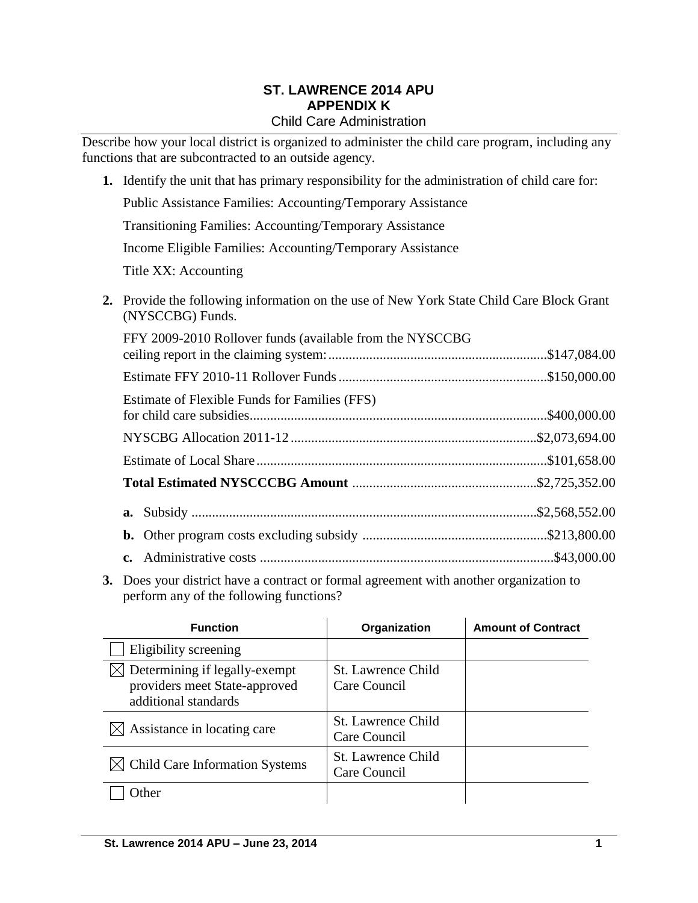# ST. LAWRENCE 2014 APU
## APPENDIX K
### Child Care Administration

Describe how your local district is organized to administer the child care program, including any functions that are subcontracted to an outside agency.

1. Identify the unit that has primary responsibility for the administration of child care for:

   Public Assistance Families: Accounting/Temporary Assistance

   Transitioning Families: Accounting/Temporary Assistance

   Income Eligible Families: Accounting/Temporary Assistance

   Title XX: Accounting

2. Provide the following information on the use of New York State Child Care Block Grant (NYSCCBG) Funds.

   FFY 2009-2010 Rollover funds (available from the NYSCCBG ceiling report in the claiming system: ................ $147,084.00

   Estimate FFY 2010-11 Rollover Funds ................ $150,000.00

   Estimate of Flexible Funds for Families (FFS) for child care subsidies ................ $400,000.00

   NYSCBG Allocation 2011-12 ................ $2,073,694.00

   Estimate of Local Share ................ $101,658.00

   **Total Estimated NYSCCCBG Amount** ................ $2,725,352.00

   **a.** Subsidy ................ $2,568,552.00

   **b.** Other program costs excluding subsidy ................ $213,800.00

   **c.** Administrative costs ................ $43,000.00

3. Does your district have a contract or formal agreement with another organization to perform any of the following functions?

| Function | Organization | Amount of Contract |
|---|---|---|
| ☐ Eligibility screening | | |
| ☒ Determining if legally-exempt providers meet State-approved additional standards | St. Lawrence Child Care Council | |
| ☒ Assistance in locating care | St. Lawrence Child Care Council | |
| ☒ Child Care Information Systems | St. Lawrence Child Care Council | |
| ☐ Other | | |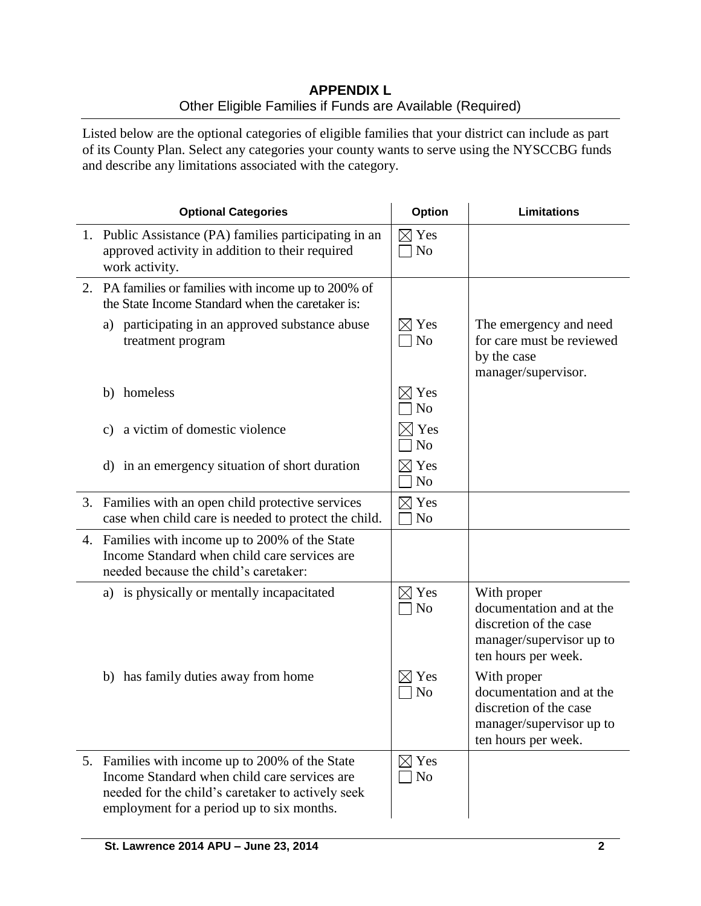## APPENDIX L

Other Eligible Families if Funds are Available (Required)

Listed below are the optional categories of eligible families that your district can include as part of its County Plan. Select any categories your county wants to serve using the NYSCCBG funds and describe any limitations associated with the category.

| Optional Categories | Option | Limitations |
|---|---|---|
| 1. Public Assistance (PA) families participating in an approved activity in addition to their required work activity. | ☒ Yes ☐ No | |
| 2. PA families or families with income up to 200% of the State Income Standard when the caretaker is: | | |
| a) participating in an approved substance abuse treatment program | ☒ Yes ☐ No | The emergency and need for care must be reviewed by the case manager/supervisor. |
| b) homeless | ☒ Yes ☐ No | |
| c) a victim of domestic violence | ☒ Yes ☐ No | |
| d) in an emergency situation of short duration | ☒ Yes ☐ No | |
| 3. Families with an open child protective services case when child care is needed to protect the child. | ☒ Yes ☐ No | |
| 4. Families with income up to 200% of the State Income Standard when child care services are needed because the child's caretaker: | | |
| a) is physically or mentally incapacitated | ☒ Yes ☐ No | With proper documentation and at the discretion of the case manager/supervisor up to ten hours per week. |
| b) has family duties away from home | ☒ Yes ☐ No | With proper documentation and at the discretion of the case manager/supervisor up to ten hours per week. |
| 5. Families with income up to 200% of the State Income Standard when child care services are needed for the child's caretaker to actively seek employment for a period up to six months. | ☒ Yes ☐ No | |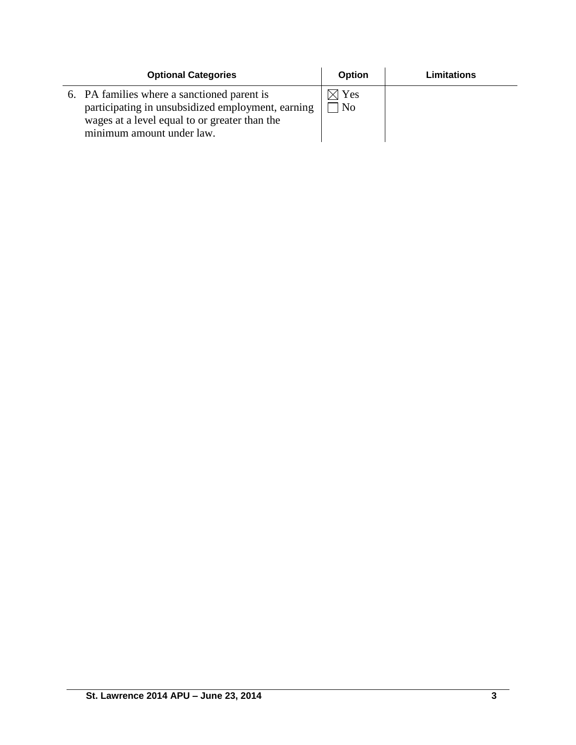| Optional Categories | Option | Limitations |
|---|---|---|
| 6. PA families where a sanctioned parent is participating in unsubsidized employment, earning wages at a level equal to or greater than the minimum amount under law. | ☒ Yes<br>☐ No | |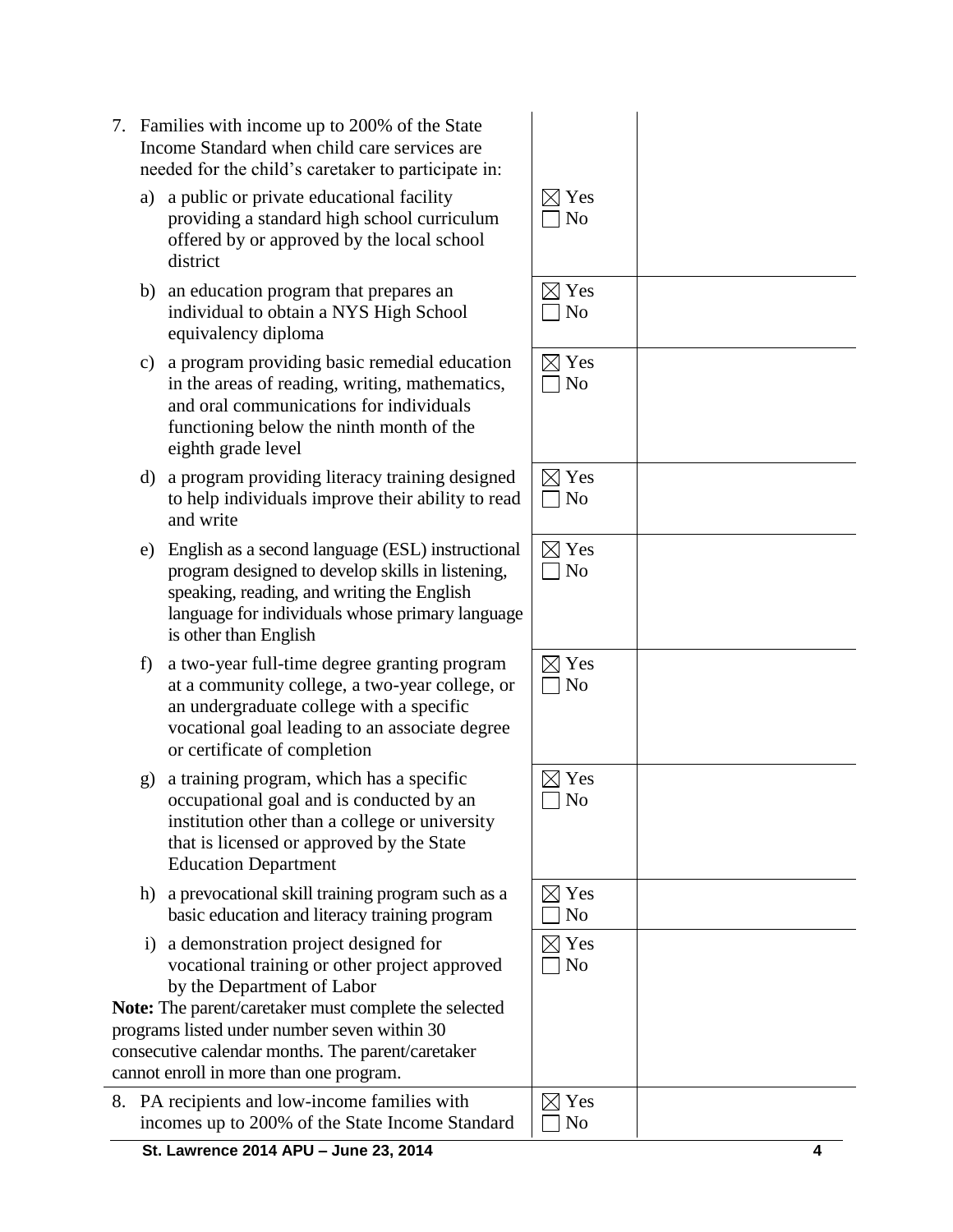| | | |
|---|---|---|
| 7. Families with income up to 200% of the State Income Standard when child care services are needed for the child's caretaker to participate in: | | |
| a) a public or private educational facility providing a standard high school curriculum offered by or approved by the local school district | ☒ Yes<br>☐ No | |
| b) an education program that prepares an individual to obtain a NYS High School equivalency diploma | ☒ Yes<br>☐ No | |
| c) a program providing basic remedial education in the areas of reading, writing, mathematics, and oral communications for individuals functioning below the ninth month of the eighth grade level | ☒ Yes<br>☐ No | |
| d) a program providing literacy training designed to help individuals improve their ability to read and write | ☒ Yes<br>☐ No | |
| e) English as a second language (ESL) instructional program designed to develop skills in listening, speaking, reading, and writing the English language for individuals whose primary language is other than English | ☒ Yes<br>☐ No | |
| f) a two-year full-time degree granting program at a community college, a two-year college, or an undergraduate college with a specific vocational goal leading to an associate degree or certificate of completion | ☒ Yes<br>☐ No | |
| g) a training program, which has a specific occupational goal and is conducted by an institution other than a college or university that is licensed or approved by the State Education Department | ☒ Yes<br>☐ No | |
| h) a prevocational skill training program such as a basic education and literacy training program | ☒ Yes<br>☐ No | |
| i) a demonstration project designed for vocational training or other project approved by the Department of Labor<br>**Note:** The parent/caretaker must complete the selected programs listed under number seven within 30 consecutive calendar months. The parent/caretaker cannot enroll in more than one program. | ☒ Yes<br>☐ No | |
| 8. PA recipients and low-income families with incomes up to 200% of the State Income Standard | ☒ Yes<br>☐ No | |

**St. Lawrence 2014 APU – June 23, 2014**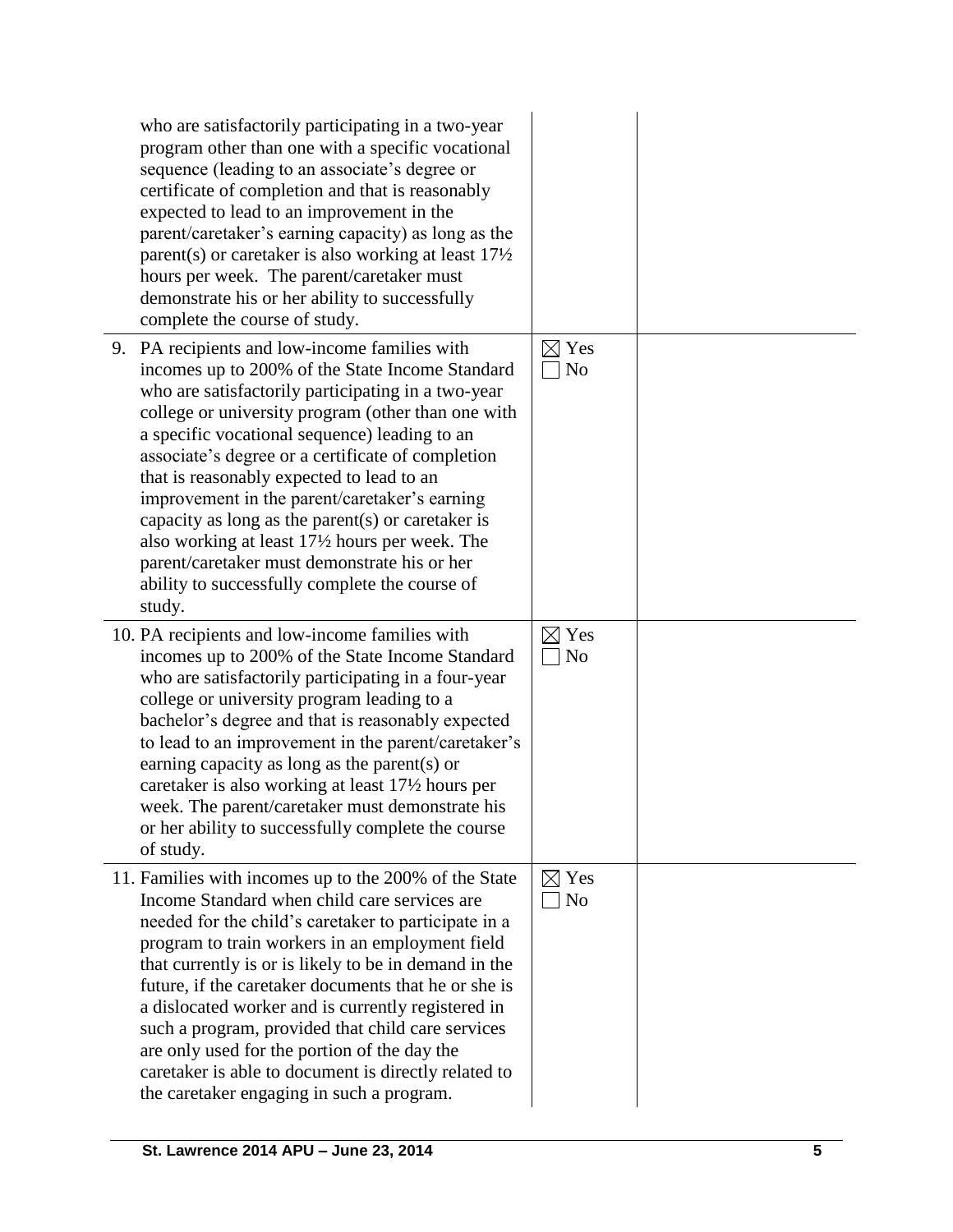| | | |
|---|---|---|
| who are satisfactorily participating in a two-year program other than one with a specific vocational sequence (leading to an associate's degree or certificate of completion and that is reasonably expected to lead to an improvement in the parent/caretaker's earning capacity) as long as the parent(s) or caretaker is also working at least 17½ hours per week. The parent/caretaker must demonstrate his or her ability to successfully complete the course of study. | | |
| 9. PA recipients and low-income families with incomes up to 200% of the State Income Standard who are satisfactorily participating in a two-year college or university program (other than one with a specific vocational sequence) leading to an associate's degree or a certificate of completion that is reasonably expected to lead to an improvement in the parent/caretaker's earning capacity as long as the parent(s) or caretaker is also working at least 17½ hours per week. The parent/caretaker must demonstrate his or her ability to successfully complete the course of study. | ☒ Yes<br>☐ No | |
| 10. PA recipients and low-income families with incomes up to 200% of the State Income Standard who are satisfactorily participating in a four-year college or university program leading to a bachelor's degree and that is reasonably expected to lead to an improvement in the parent/caretaker's earning capacity as long as the parent(s) or caretaker is also working at least 17½ hours per week. The parent/caretaker must demonstrate his or her ability to successfully complete the course of study. | ☒ Yes<br>☐ No | |
| 11. Families with incomes up to the 200% of the State Income Standard when child care services are needed for the child's caretaker to participate in a program to train workers in an employment field that currently is or is likely to be in demand in the future, if the caretaker documents that he or she is a dislocated worker and is currently registered in such a program, provided that child care services are only used for the portion of the day the caretaker is able to document is directly related to the caretaker engaging in such a program. | ☒ Yes<br>☐ No | |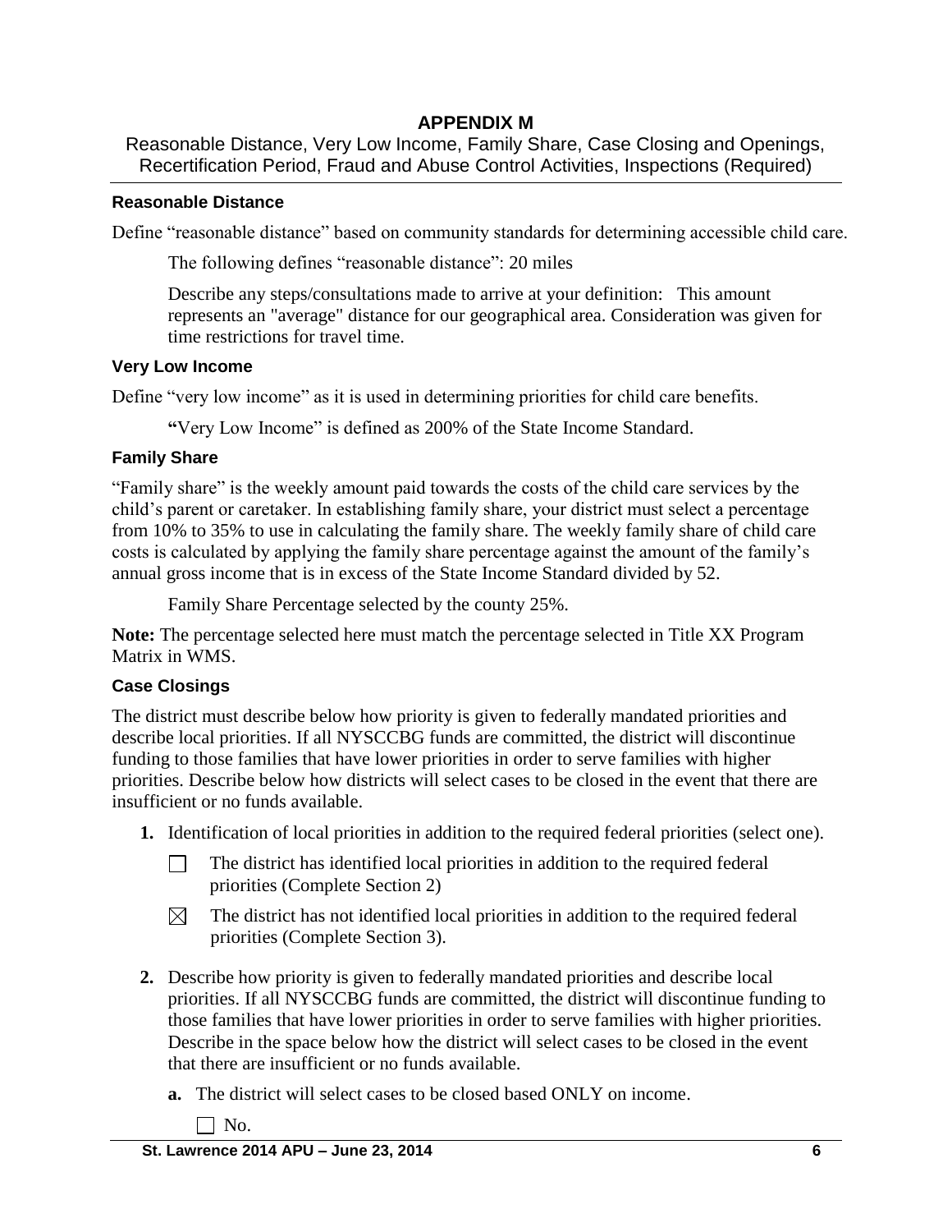# APPENDIX M

Reasonable Distance, Very Low Income, Family Share, Case Closing and Openings, Recertification Period, Fraud and Abuse Control Activities, Inspections (Required)

### Reasonable Distance

Define "reasonable distance" based on community standards for determining accessible child care.

The following defines "reasonable distance": 20 miles

Describe any steps/consultations made to arrive at your definition: This amount represents an "average" distance for our geographical area. Consideration was given for time restrictions for travel time.

### Very Low Income

Define "very low income" as it is used in determining priorities for child care benefits.

**"**Very Low Income" is defined as 200% of the State Income Standard.

### Family Share

"Family share" is the weekly amount paid towards the costs of the child care services by the child's parent or caretaker. In establishing family share, your district must select a percentage from 10% to 35% to use in calculating the family share. The weekly family share of child care costs is calculated by applying the family share percentage against the amount of the family's annual gross income that is in excess of the State Income Standard divided by 52.

Family Share Percentage selected by the county 25%.

**Note:** The percentage selected here must match the percentage selected in Title XX Program Matrix in WMS.

### Case Closings

The district must describe below how priority is given to federally mandated priorities and describe local priorities. If all NYSCCBG funds are committed, the district will discontinue funding to those families that have lower priorities in order to serve families with higher priorities. Describe below how districts will select cases to be closed in the event that there are insufficient or no funds available.

**1.** Identification of local priorities in addition to the required federal priorities (select one).

☐ The district has identified local priorities in addition to the required federal priorities (Complete Section 2)

☒ The district has not identified local priorities in addition to the required federal priorities (Complete Section 3).

**2.** Describe how priority is given to federally mandated priorities and describe local priorities. If all NYSCCBG funds are committed, the district will discontinue funding to those families that have lower priorities in order to serve families with higher priorities. Describe in the space below how the district will select cases to be closed in the event that there are insufficient or no funds available.

**a.** The district will select cases to be closed based ONLY on income.

☐ No.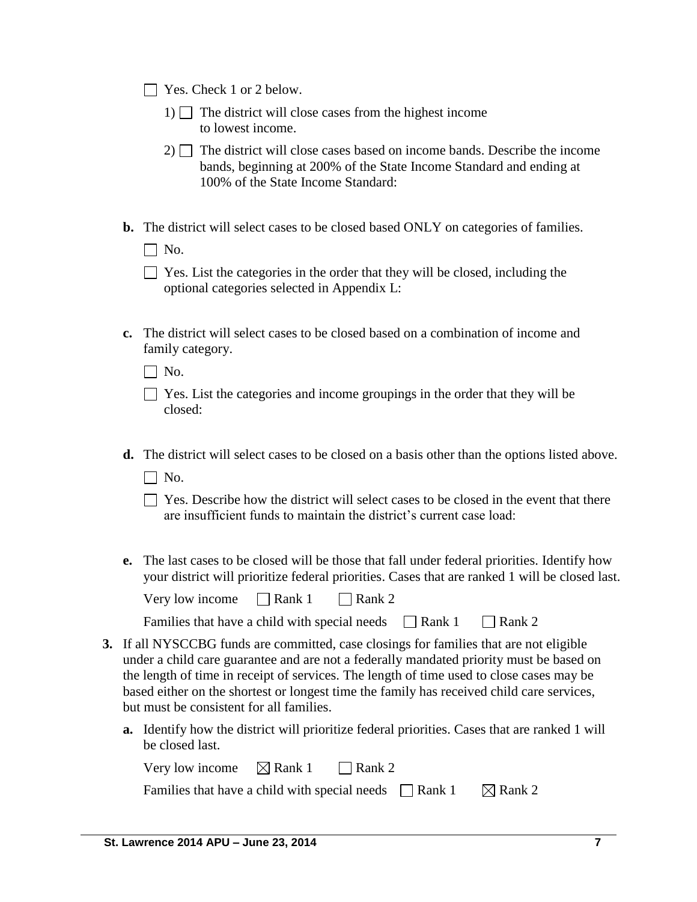☐ Yes. Check 1 or 2 below.

1) ☐ The district will close cases from the highest income to lowest income.

2) ☐ The district will close cases based on income bands. Describe the income bands, beginning at 200% of the State Income Standard and ending at 100% of the State Income Standard:

**b.** The district will select cases to be closed based ONLY on categories of families.

☐ No.

☐ Yes. List the categories in the order that they will be closed, including the optional categories selected in Appendix L:

**c.** The district will select cases to be closed based on a combination of income and family category.

☐ No.

☐ Yes. List the categories and income groupings in the order that they will be closed:

**d.** The district will select cases to be closed on a basis other than the options listed above.

☐ No.

☐ Yes. Describe how the district will select cases to be closed in the event that there are insufficient funds to maintain the district's current case load:

**e.** The last cases to be closed will be those that fall under federal priorities. Identify how your district will prioritize federal priorities. Cases that are ranked 1 will be closed last.

Very low income ☐ Rank 1 ☐ Rank 2

Families that have a child with special needs ☐ Rank 1 ☐ Rank 2

**3.** If all NYSCCBG funds are committed, case closings for families that are not eligible under a child care guarantee and are not a federally mandated priority must be based on the length of time in receipt of services. The length of time used to close cases may be based either on the shortest or longest time the family has received child care services, but must be consistent for all families.

**a.** Identify how the district will prioritize federal priorities. Cases that are ranked 1 will be closed last.

Very low income ☒ Rank 1 ☐ Rank 2

Families that have a child with special needs ☐ Rank 1 ☒ Rank 2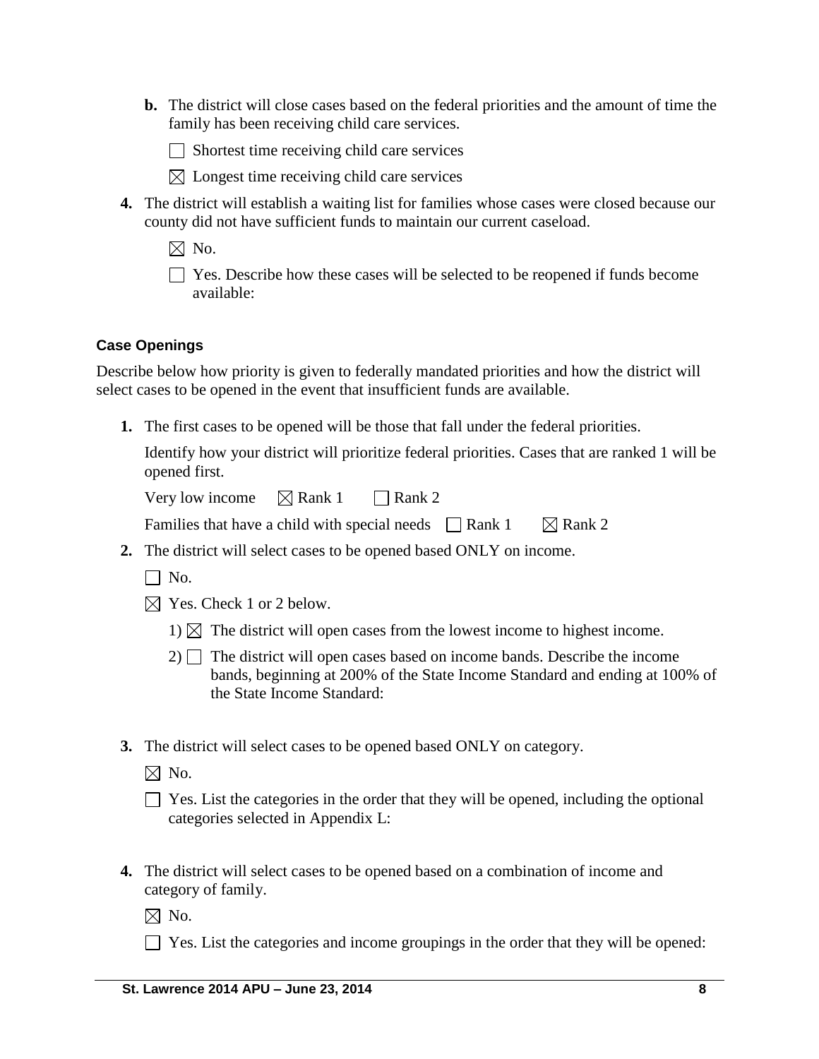**b.** The district will close cases based on the federal priorities and the amount of time the family has been receiving child care services.

☐ Shortest time receiving child care services

☒ Longest time receiving child care services

**4.** The district will establish a waiting list for families whose cases were closed because our county did not have sufficient funds to maintain our current caseload.

☒ No.

☐ Yes. Describe how these cases will be selected to be reopened if funds become available:

### Case Openings

Describe below how priority is given to federally mandated priorities and how the district will select cases to be opened in the event that insufficient funds are available.

**1.** The first cases to be opened will be those that fall under the federal priorities.

Identify how your district will prioritize federal priorities. Cases that are ranked 1 will be opened first.

Very low income ☒ Rank 1 ☐ Rank 2

Families that have a child with special needs ☐ Rank 1 ☒ Rank 2

**2.** The district will select cases to be opened based ONLY on income.

☐ No.

☒ Yes. Check 1 or 2 below.

1) ☒ The district will open cases from the lowest income to highest income.

2) ☐ The district will open cases based on income bands. Describe the income bands, beginning at 200% of the State Income Standard and ending at 100% of the State Income Standard:

**3.** The district will select cases to be opened based ONLY on category.

☒ No.

☐ Yes. List the categories in the order that they will be opened, including the optional categories selected in Appendix L:

**4.** The district will select cases to be opened based on a combination of income and category of family.

☒ No.

☐ Yes. List the categories and income groupings in the order that they will be opened: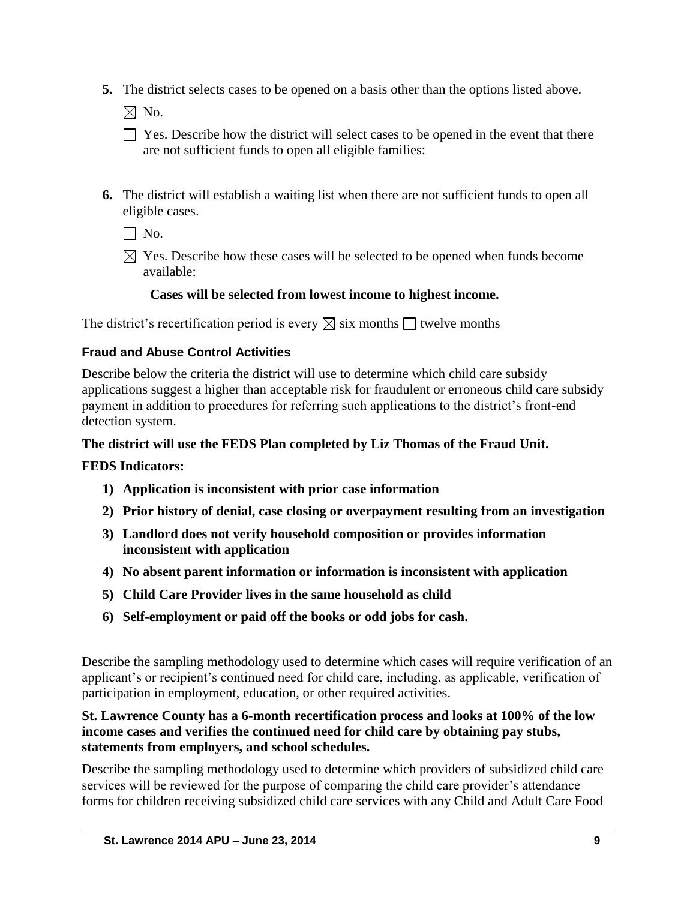5. The district selects cases to be opened on a basis other than the options listed above.

   ☒ No.

   ☐ Yes. Describe how the district will select cases to be opened in the event that there are not sufficient funds to open all eligible families:

6. The district will establish a waiting list when there are not sufficient funds to open all eligible cases.

   ☐ No.

   ☒ Yes. Describe how these cases will be selected to be opened when funds become available:

   **Cases will be selected from lowest income to highest income.**

The district's recertification period is every ☒ six months ☐ twelve months

### Fraud and Abuse Control Activities

Describe below the criteria the district will use to determine which child care subsidy applications suggest a higher than acceptable risk for fraudulent or erroneous child care subsidy payment in addition to procedures for referring such applications to the district's front-end detection system.

**The district will use the FEDS Plan completed by Liz Thomas of the Fraud Unit.**

**FEDS Indicators:**

1) **Application is inconsistent with prior case information**
2) **Prior history of denial, case closing or overpayment resulting from an investigation**
3) **Landlord does not verify household composition or provides information inconsistent with application**
4) **No absent parent information or information is inconsistent with application**
5) **Child Care Provider lives in the same household as child**
6) **Self-employment or paid off the books or odd jobs for cash.**

Describe the sampling methodology used to determine which cases will require verification of an applicant's or recipient's continued need for child care, including, as applicable, verification of participation in employment, education, or other required activities.

**St. Lawrence County has a 6-month recertification process and looks at 100% of the low income cases and verifies the continued need for child care by obtaining pay stubs, statements from employers, and school schedules.**

Describe the sampling methodology used to determine which providers of subsidized child care services will be reviewed for the purpose of comparing the child care provider's attendance forms for children receiving subsidized child care services with any Child and Adult Care Food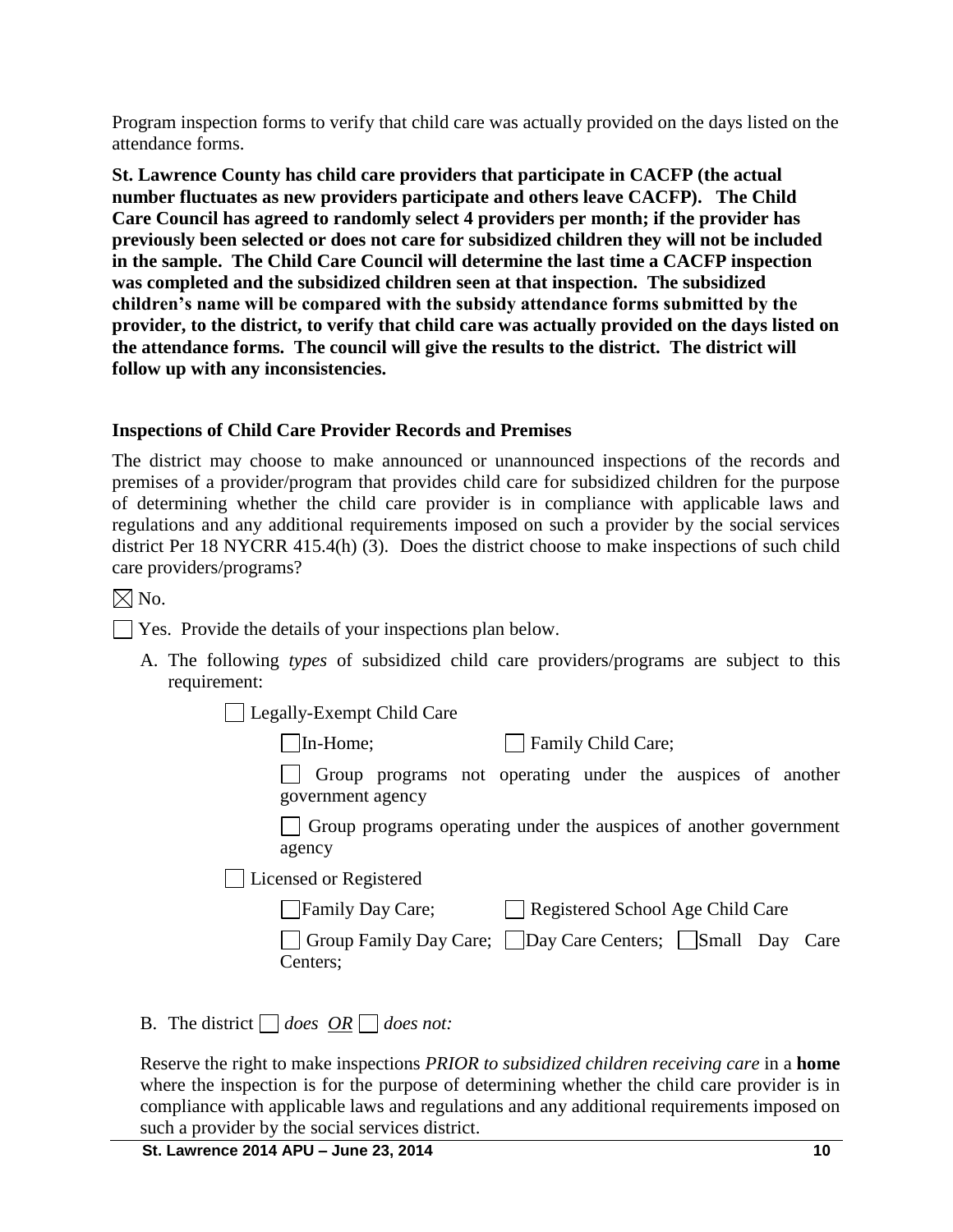Program inspection forms to verify that child care was actually provided on the days listed on the attendance forms.

**St. Lawrence County has child care providers that participate in CACFP (the actual number fluctuates as new providers participate and others leave CACFP). The Child Care Council has agreed to randomly select 4 providers per month; if the provider has previously been selected or does not care for subsidized children they will not be included in the sample. The Child Care Council will determine the last time a CACFP inspection was completed and the subsidized children seen at that inspection. The subsidized children's name will be compared with the subsidy attendance forms submitted by the provider, to the district, to verify that child care was actually provided on the days listed on the attendance forms. The council will give the results to the district. The district will follow up with any inconsistencies.**

### Inspections of Child Care Provider Records and Premises

The district may choose to make announced or unannounced inspections of the records and premises of a provider/program that provides child care for subsidized children for the purpose of determining whether the child care provider is in compliance with applicable laws and regulations and any additional requirements imposed on such a provider by the social services district Per 18 NYCRR 415.4(h) (3). Does the district choose to make inspections of such child care providers/programs?

☒ No.

☐ Yes. Provide the details of your inspections plan below.

A. The following *types* of subsidized child care providers/programs are subject to this requirement:

☐ Legally-Exempt Child Care

☐ In-Home; ☐ Family Child Care;

☐ Group programs not operating under the auspices of another government agency

☐ Group programs operating under the auspices of another government agency

☐ Licensed or Registered

☐ Family Day Care; ☐ Registered School Age Child Care

☐ Group Family Day Care; ☐ Day Care Centers; ☐ Small Day Care Centers;

B. The district ☐ *does* *OR* ☐ *does not:*

Reserve the right to make inspections *PRIOR to subsidized children receiving care* in a **home** where the inspection is for the purpose of determining whether the child care provider is in compliance with applicable laws and regulations and any additional requirements imposed on such a provider by the social services district.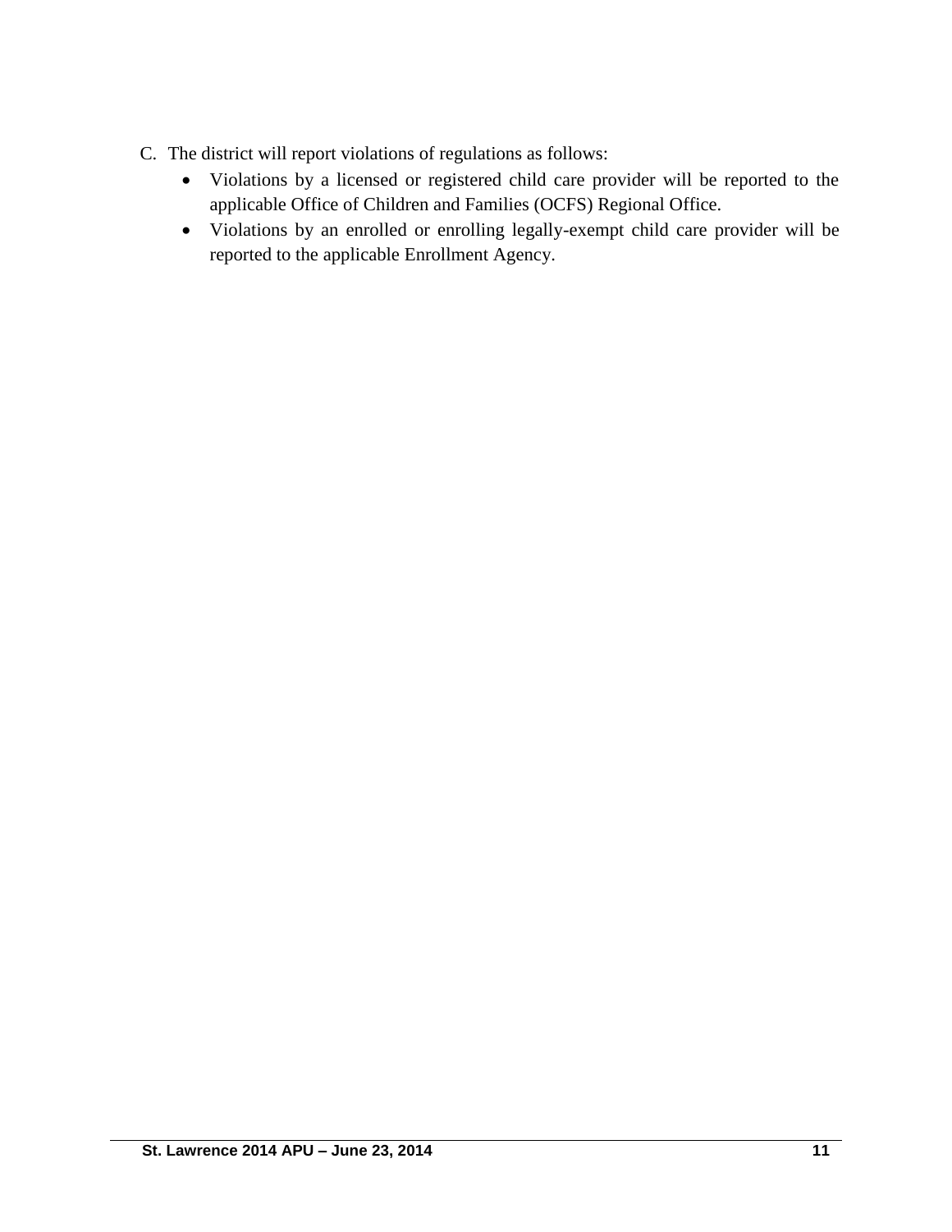C. The district will report violations of regulations as follows:
   - Violations by a licensed or registered child care provider will be reported to the applicable Office of Children and Families (OCFS) Regional Office.
   - Violations by an enrolled or enrolling legally-exempt child care provider will be reported to the applicable Enrollment Agency.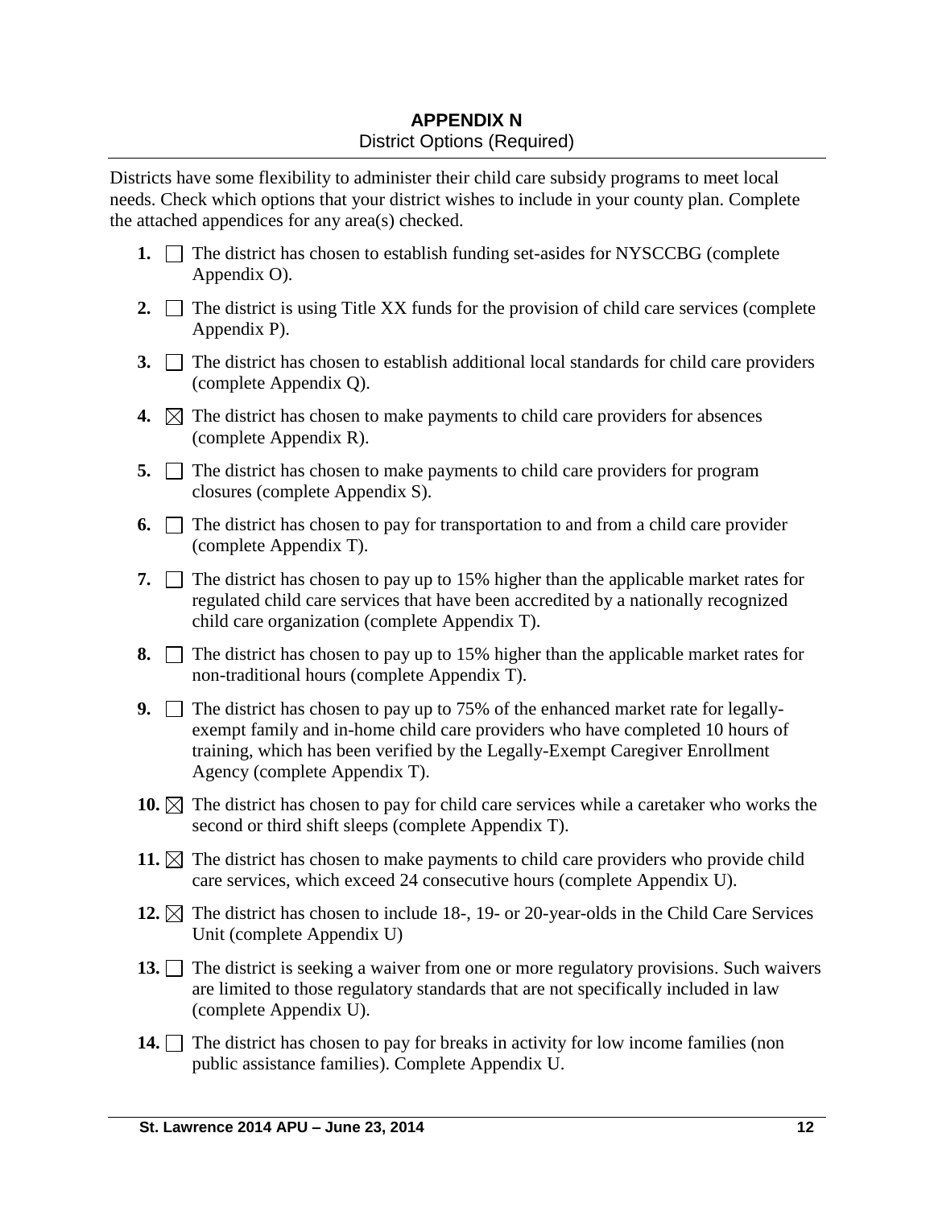# APPENDIX N

District Options (Required)

Districts have some flexibility to administer their child care subsidy programs to meet local needs. Check which options that your district wishes to include in your county plan. Complete the attached appendices for any area(s) checked.

**1.** ☐ The district has chosen to establish funding set-asides for NYSCCBG (complete Appendix O).

**2.** ☐ The district is using Title XX funds for the provision of child care services (complete Appendix P).

**3.** ☐ The district has chosen to establish additional local standards for child care providers (complete Appendix Q).

**4.** ☒ The district has chosen to make payments to child care providers for absences (complete Appendix R).

**5.** ☐ The district has chosen to make payments to child care providers for program closures (complete Appendix S).

**6.** ☐ The district has chosen to pay for transportation to and from a child care provider (complete Appendix T).

**7.** ☐ The district has chosen to pay up to 15% higher than the applicable market rates for regulated child care services that have been accredited by a nationally recognized child care organization (complete Appendix T).

**8.** ☐ The district has chosen to pay up to 15% higher than the applicable market rates for non-traditional hours (complete Appendix T).

**9.** ☐ The district has chosen to pay up to 75% of the enhanced market rate for legally-exempt family and in-home child care providers who have completed 10 hours of training, which has been verified by the Legally-Exempt Caregiver Enrollment Agency (complete Appendix T).

**10.** ☒ The district has chosen to pay for child care services while a caretaker who works the second or third shift sleeps (complete Appendix T).

**11.** ☒ The district has chosen to make payments to child care providers who provide child care services, which exceed 24 consecutive hours (complete Appendix U).

**12.** ☒ The district has chosen to include 18-, 19- or 20-year-olds in the Child Care Services Unit (complete Appendix U)

**13.** ☐ The district is seeking a waiver from one or more regulatory provisions. Such waivers are limited to those regulatory standards that are not specifically included in law (complete Appendix U).

**14.** ☐ The district has chosen to pay for breaks in activity for low income families (non public assistance families). Complete Appendix U.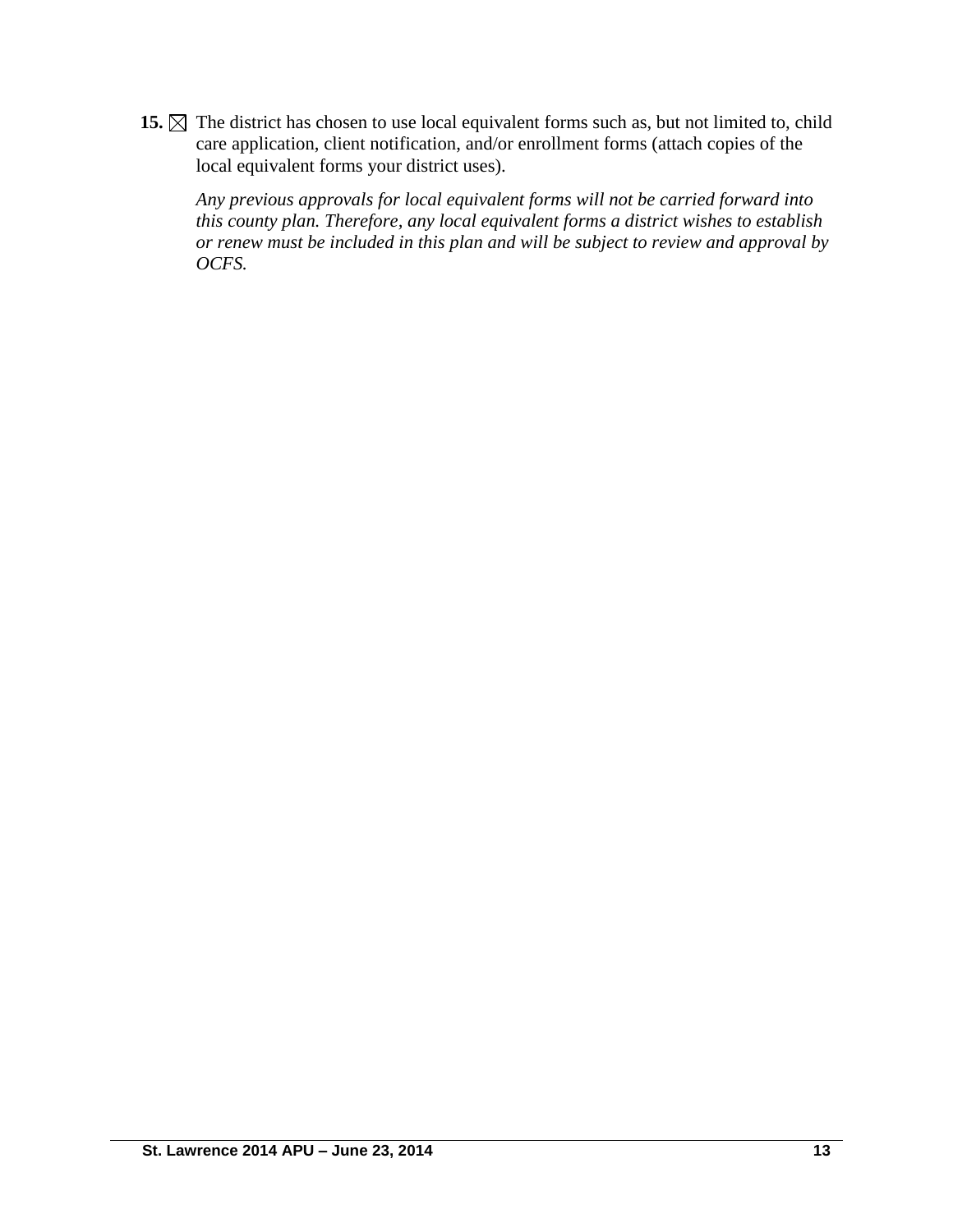**15.** ☒ The district has chosen to use local equivalent forms such as, but not limited to, child care application, client notification, and/or enrollment forms (attach copies of the local equivalent forms your district uses).

*Any previous approvals for local equivalent forms will not be carried forward into this county plan. Therefore, any local equivalent forms a district wishes to establish or renew must be included in this plan and will be subject to review and approval by OCFS.*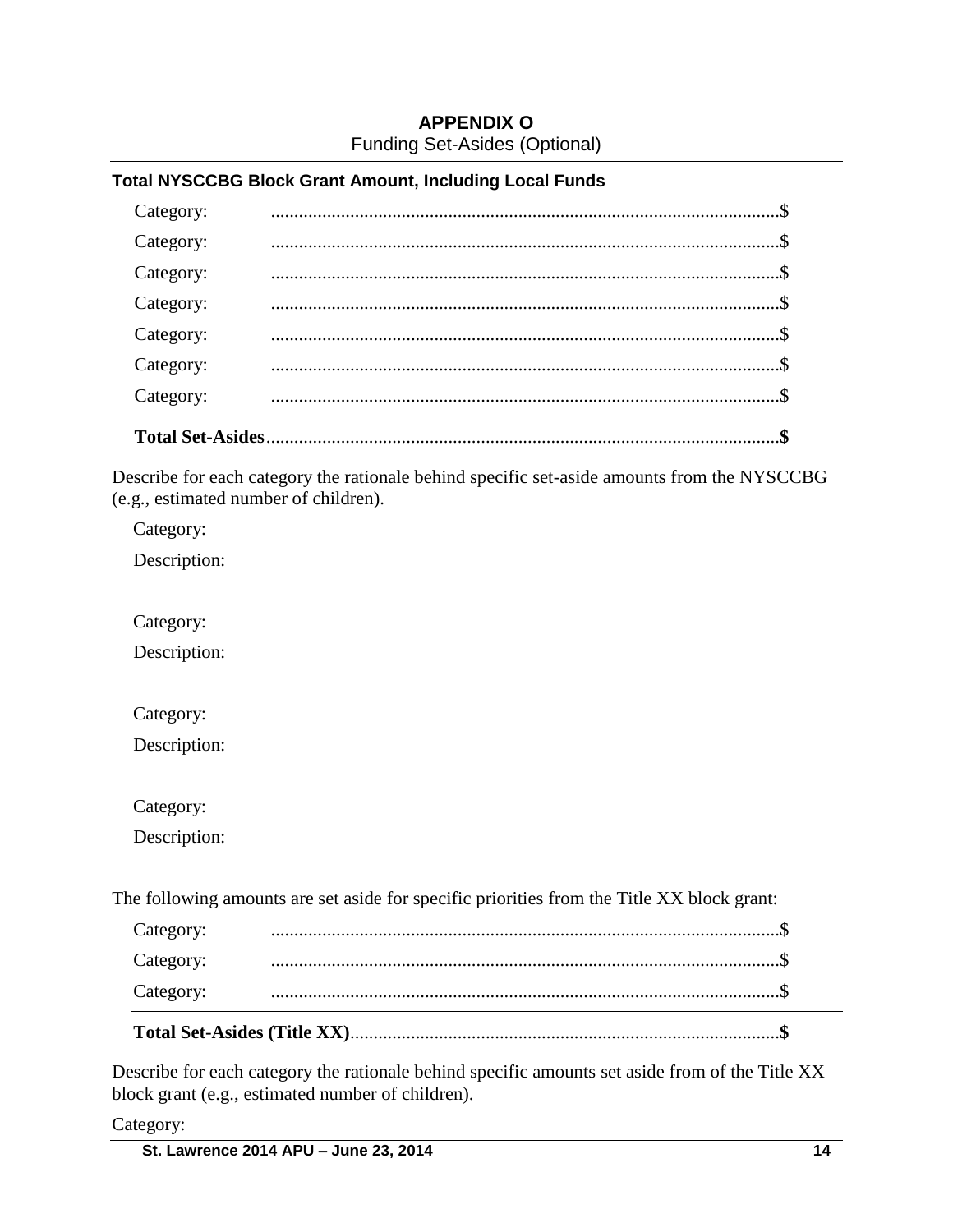# APPENDIX O

Funding Set-Asides (Optional)

**Total NYSCCBG Block Grant Amount, Including Local Funds**

Category: ............................................................................................................$

Category: ............................................................................................................$

Category: ............................................................................................................$

Category: ............................................................................................................$

Category: ............................................................................................................$

Category: ............................................................................................................$

Category: ............................................................................................................$

**Total Set-Asides**..............................................................................................................**$**

Describe for each category the rationale behind specific set-aside amounts from the NYSCCBG (e.g., estimated number of children).

Category:

Description:

Category:

Description:

Category:

Description:

Category:

Description:

The following amounts are set aside for specific priorities from the Title XX block grant:

Category: ............................................................................................................$

Category: ............................................................................................................$

Category: ............................................................................................................$

**Total Set-Asides (Title XX)**...........................................................................................**$**

Describe for each category the rationale behind specific amounts set aside from of the Title XX block grant (e.g., estimated number of children).

Category: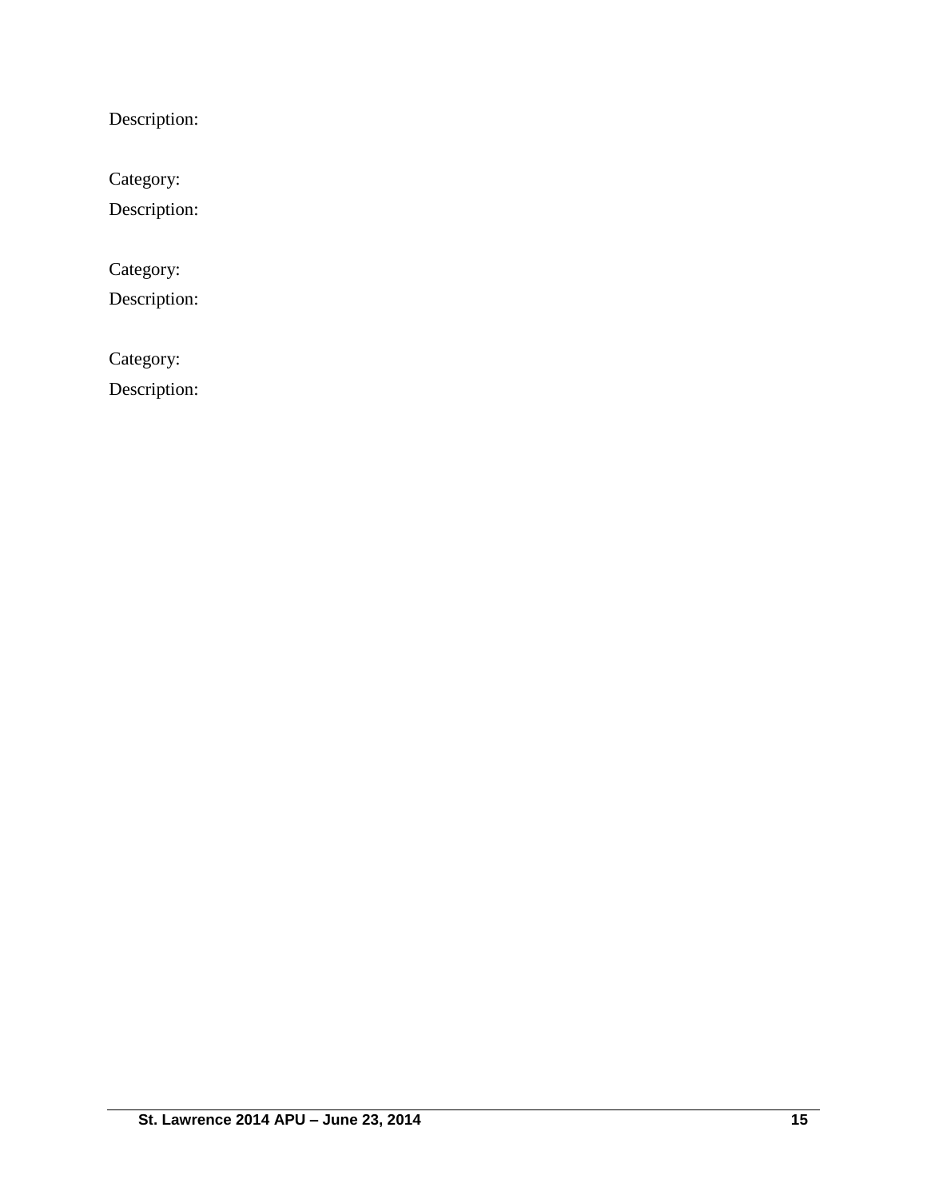Description:

Category:

Description:

Category:

Description:

Category:

Description: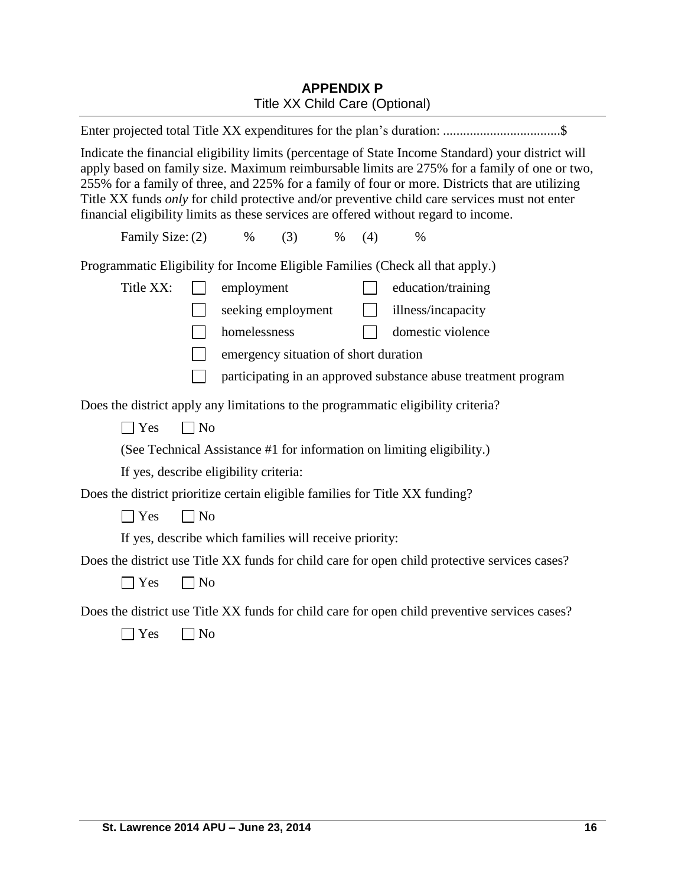# APPENDIX P

Title XX Child Care (Optional)

Enter projected total Title XX expenditures for the plan's duration: ..................................$

Indicate the financial eligibility limits (percentage of State Income Standard) your district will apply based on family size. Maximum reimbursable limits are 275% for a family of one or two, 255% for a family of three, and 225% for a family of four or more. Districts that are utilizing Title XX funds *only* for child protective and/or preventive child care services must not enter financial eligibility limits as these services are offered without regard to income.

Family Size: (2) % (3) % (4) %

Programmatic Eligibility for Income Eligible Families (Check all that apply.)

Title XX:

- ☐ employment
- ☐ education/training
- ☐ seeking employment
- ☐ illness/incapacity
- ☐ homelessness
- ☐ domestic violence
- ☐ emergency situation of short duration
- ☐ participating in an approved substance abuse treatment program

Does the district apply any limitations to the programmatic eligibility criteria?

☐ Yes ☐ No

(See Technical Assistance #1 for information on limiting eligibility.)

If yes, describe eligibility criteria:

Does the district prioritize certain eligible families for Title XX funding?

☐ Yes ☐ No

If yes, describe which families will receive priority:

Does the district use Title XX funds for child care for open child protective services cases?

☐ Yes ☐ No

Does the district use Title XX funds for child care for open child preventive services cases?

☐ Yes ☐ No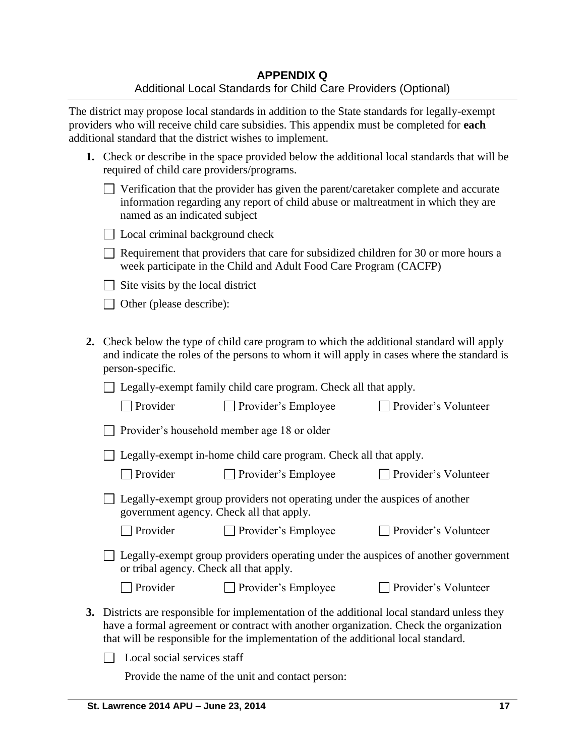## APPENDIX Q

Additional Local Standards for Child Care Providers (Optional)

The district may propose local standards in addition to the State standards for legally-exempt providers who will receive child care subsidies. This appendix must be completed for **each** additional standard that the district wishes to implement.

**1.** Check or describe in the space provided below the additional local standards that will be required of child care providers/programs.

- ☐ Verification that the provider has given the parent/caretaker complete and accurate information regarding any report of child abuse or maltreatment in which they are named as an indicated subject
- ☐ Local criminal background check
- ☐ Requirement that providers that care for subsidized children for 30 or more hours a week participate in the Child and Adult Food Care Program (CACFP)
- ☐ Site visits by the local district
- ☐ Other (please describe):

**2.** Check below the type of child care program to which the additional standard will apply and indicate the roles of the persons to whom it will apply in cases where the standard is person-specific.

☐ Legally-exempt family child care program. Check all that apply.

☐ Provider ☐ Provider's Employee ☐ Provider's Volunteer

☐ Provider's household member age 18 or older

☐ Legally-exempt in-home child care program. Check all that apply.

☐ Provider ☐ Provider's Employee ☐ Provider's Volunteer

☐ Legally-exempt group providers not operating under the auspices of another government agency. Check all that apply.

☐ Provider ☐ Provider's Employee ☐ Provider's Volunteer

☐ Legally-exempt group providers operating under the auspices of another government or tribal agency. Check all that apply.

☐ Provider ☐ Provider's Employee ☐ Provider's Volunteer

**3.** Districts are responsible for implementation of the additional local standard unless they have a formal agreement or contract with another organization. Check the organization that will be responsible for the implementation of the additional local standard.

☐ Local social services staff

Provide the name of the unit and contact person: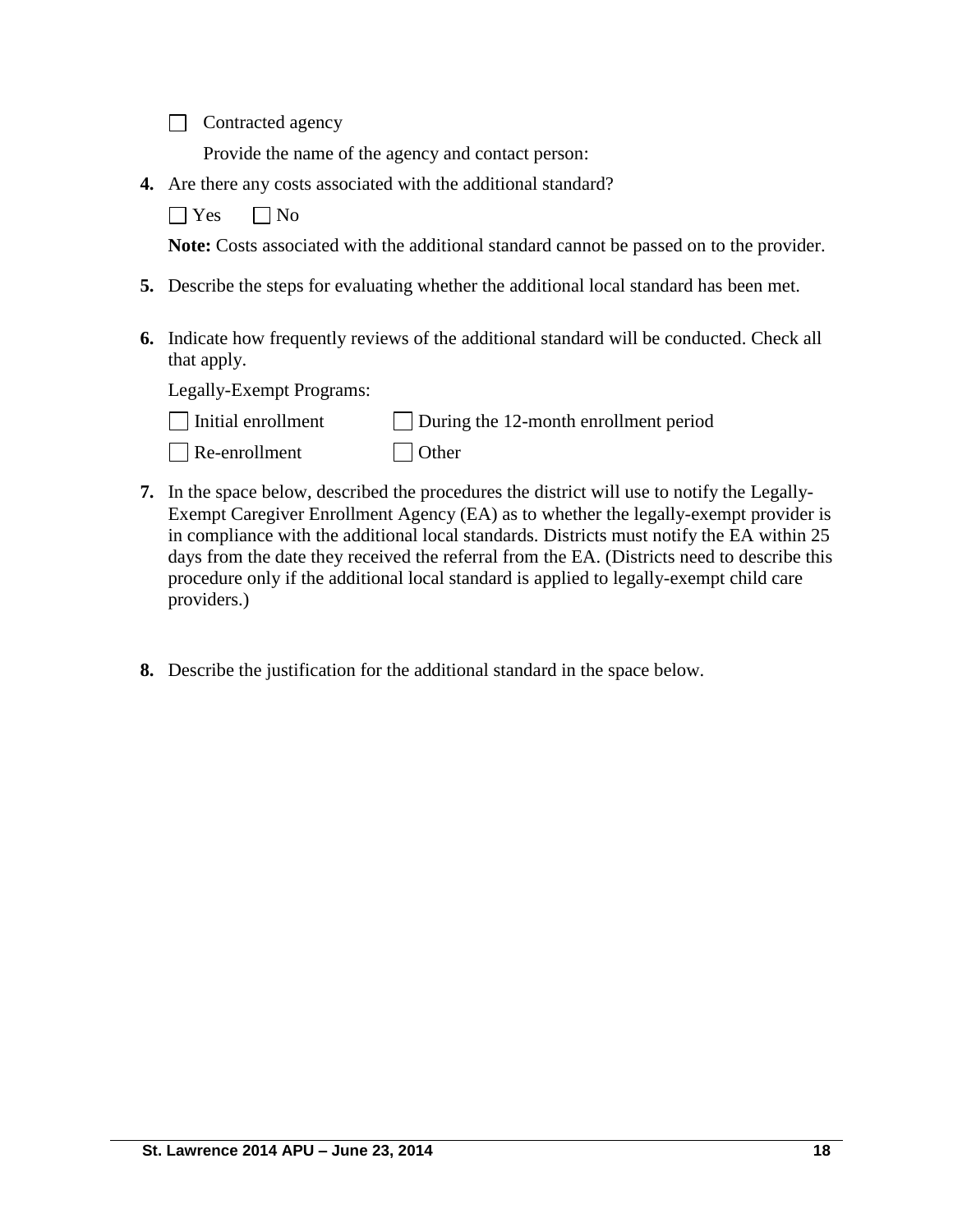☐ Contracted agency

Provide the name of the agency and contact person:

**4.** Are there any costs associated with the additional standard?

☐ Yes ☐ No

**Note:** Costs associated with the additional standard cannot be passed on to the provider.

**5.** Describe the steps for evaluating whether the additional local standard has been met.

**6.** Indicate how frequently reviews of the additional standard will be conducted. Check all that apply.

Legally-Exempt Programs:

☐ Initial enrollment ☐ During the 12-month enrollment period

☐ Re-enrollment ☐ Other

**7.** In the space below, described the procedures the district will use to notify the Legally-Exempt Caregiver Enrollment Agency (EA) as to whether the legally-exempt provider is in compliance with the additional local standards. Districts must notify the EA within 25 days from the date they received the referral from the EA. (Districts need to describe this procedure only if the additional local standard is applied to legally-exempt child care providers.)

**8.** Describe the justification for the additional standard in the space below.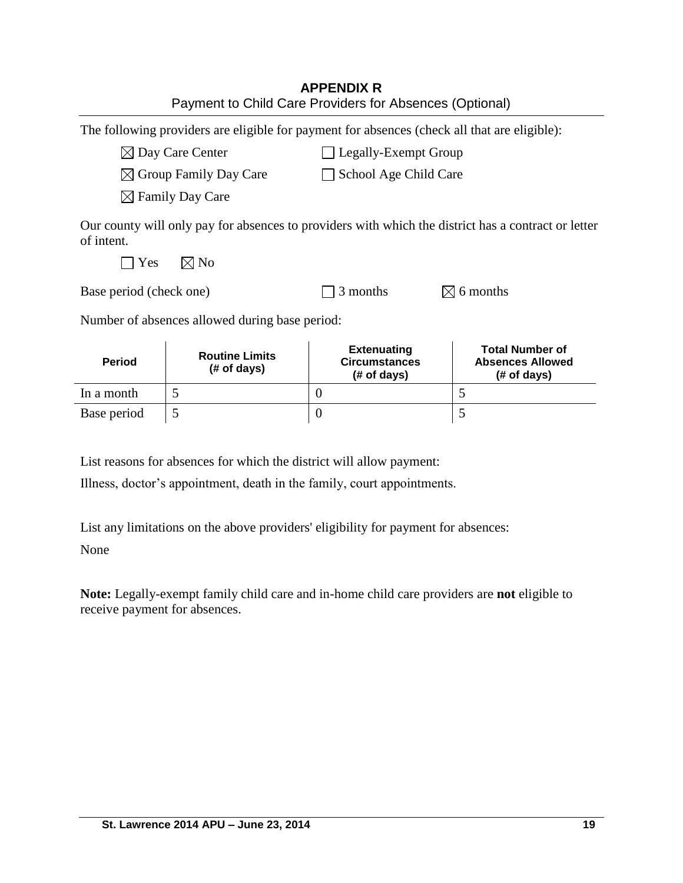## APPENDIX R

Payment to Child Care Providers for Absences (Optional)

The following providers are eligible for payment for absences (check all that are eligible):

☒ Day Care Center ☐ Legally-Exempt Group

☒ Group Family Day Care ☐ School Age Child Care

☒ Family Day Care

Our county will only pay for absences to providers with which the district has a contract or letter of intent.

☐ Yes ☒ No

Base period (check one) ☐ 3 months ☒ 6 months

Number of absences allowed during base period:

| Period | Routine Limits (# of days) | Extenuating Circumstances (# of days) | Total Number of Absences Allowed (# of days) |
|---|---|---|---|
| In a month | 5 | 0 | 5 |
| Base period | 5 | 0 | 5 |

List reasons for absences for which the district will allow payment:

Illness, doctor's appointment, death in the family, court appointments.

List any limitations on the above providers' eligibility for payment for absences:

None

**Note:** Legally-exempt family child care and in-home child care providers are **not** eligible to receive payment for absences.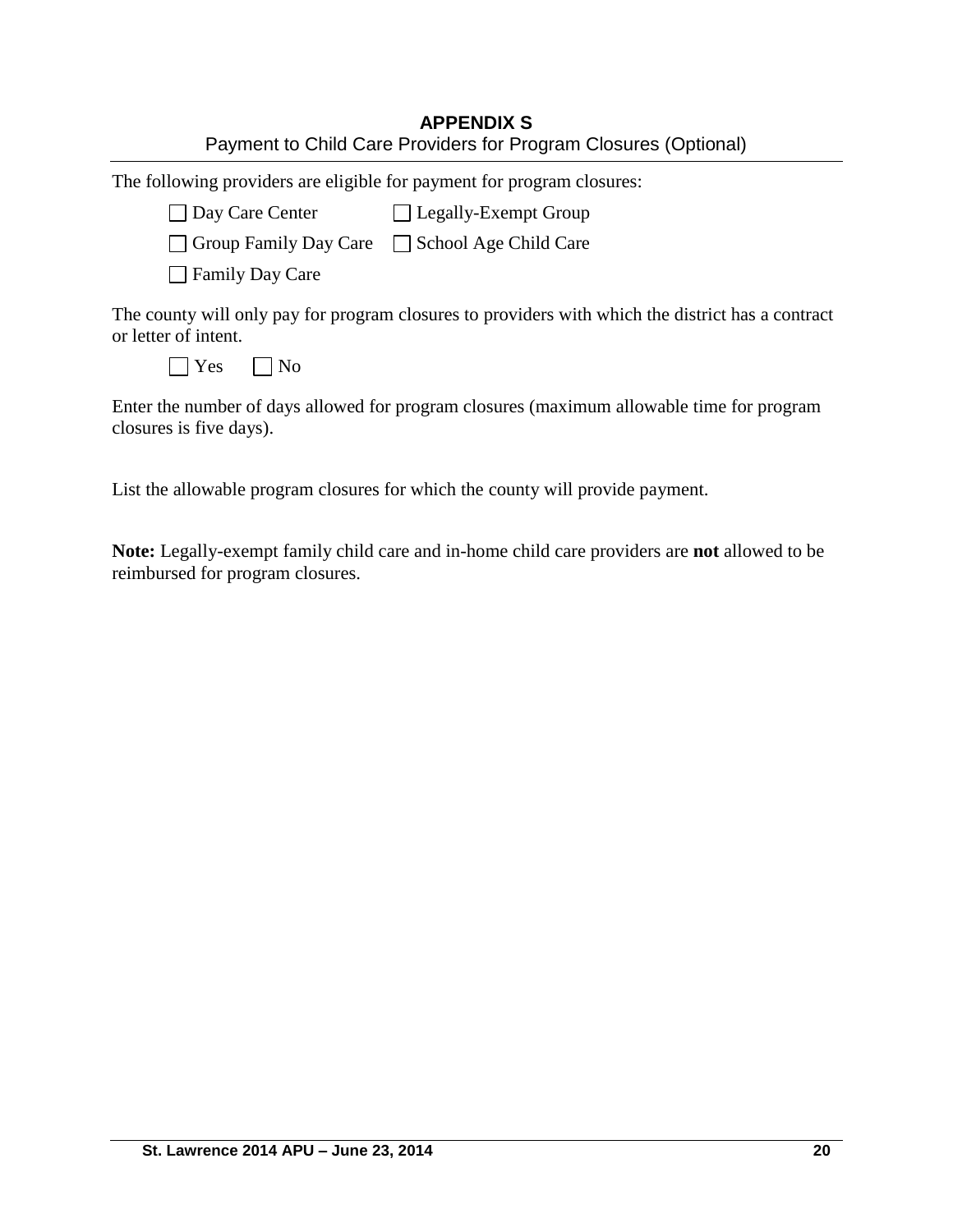# APPENDIX S

## Payment to Child Care Providers for Program Closures (Optional)

The following providers are eligible for payment for program closures:

☐ Day Care Center ☐ Legally-Exempt Group

☐ Group Family Day Care ☐ School Age Child Care

☐ Family Day Care

The county will only pay for program closures to providers with which the district has a contract or letter of intent.

☐ Yes ☐ No

Enter the number of days allowed for program closures (maximum allowable time for program closures is five days).

List the allowable program closures for which the county will provide payment.

**Note:** Legally-exempt family child care and in-home child care providers are **not** allowed to be reimbursed for program closures.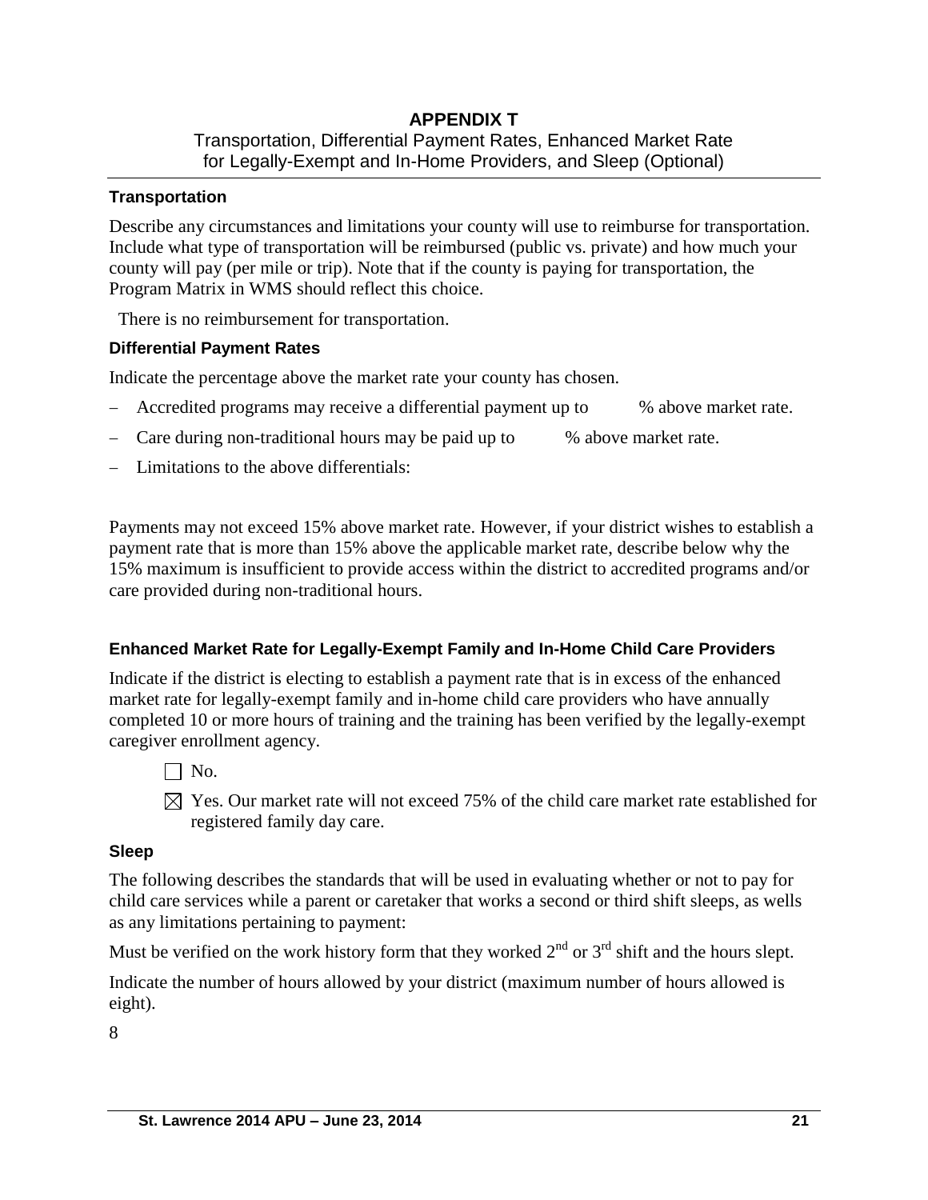# APPENDIX T

Transportation, Differential Payment Rates, Enhanced Market Rate for Legally-Exempt and In-Home Providers, and Sleep (Optional)

### Transportation

Describe any circumstances and limitations your county will use to reimburse for transportation. Include what type of transportation will be reimbursed (public vs. private) and how much your county will pay (per mile or trip). Note that if the county is paying for transportation, the Program Matrix in WMS should reflect this choice.

There is no reimbursement for transportation.

### Differential Payment Rates

Indicate the percentage above the market rate your county has chosen.

- Accredited programs may receive a differential payment up to      % above market rate.
- Care during non-traditional hours may be paid up to      % above market rate.
- Limitations to the above differentials:

Payments may not exceed 15% above market rate. However, if your district wishes to establish a payment rate that is more than 15% above the applicable market rate, describe below why the 15% maximum is insufficient to provide access within the district to accredited programs and/or care provided during non-traditional hours.

### Enhanced Market Rate for Legally-Exempt Family and In-Home Child Care Providers

Indicate if the district is electing to establish a payment rate that is in excess of the enhanced market rate for legally-exempt family and in-home child care providers who have annually completed 10 or more hours of training and the training has been verified by the legally-exempt caregiver enrollment agency.

☐ No.

☒ Yes. Our market rate will not exceed 75% of the child care market rate established for registered family day care.

### Sleep

The following describes the standards that will be used in evaluating whether or not to pay for child care services while a parent or caretaker that works a second or third shift sleeps, as wells as any limitations pertaining to payment:

Must be verified on the work history form that they worked 2nd or 3rd shift and the hours slept.

Indicate the number of hours allowed by your district (maximum number of hours allowed is eight).

8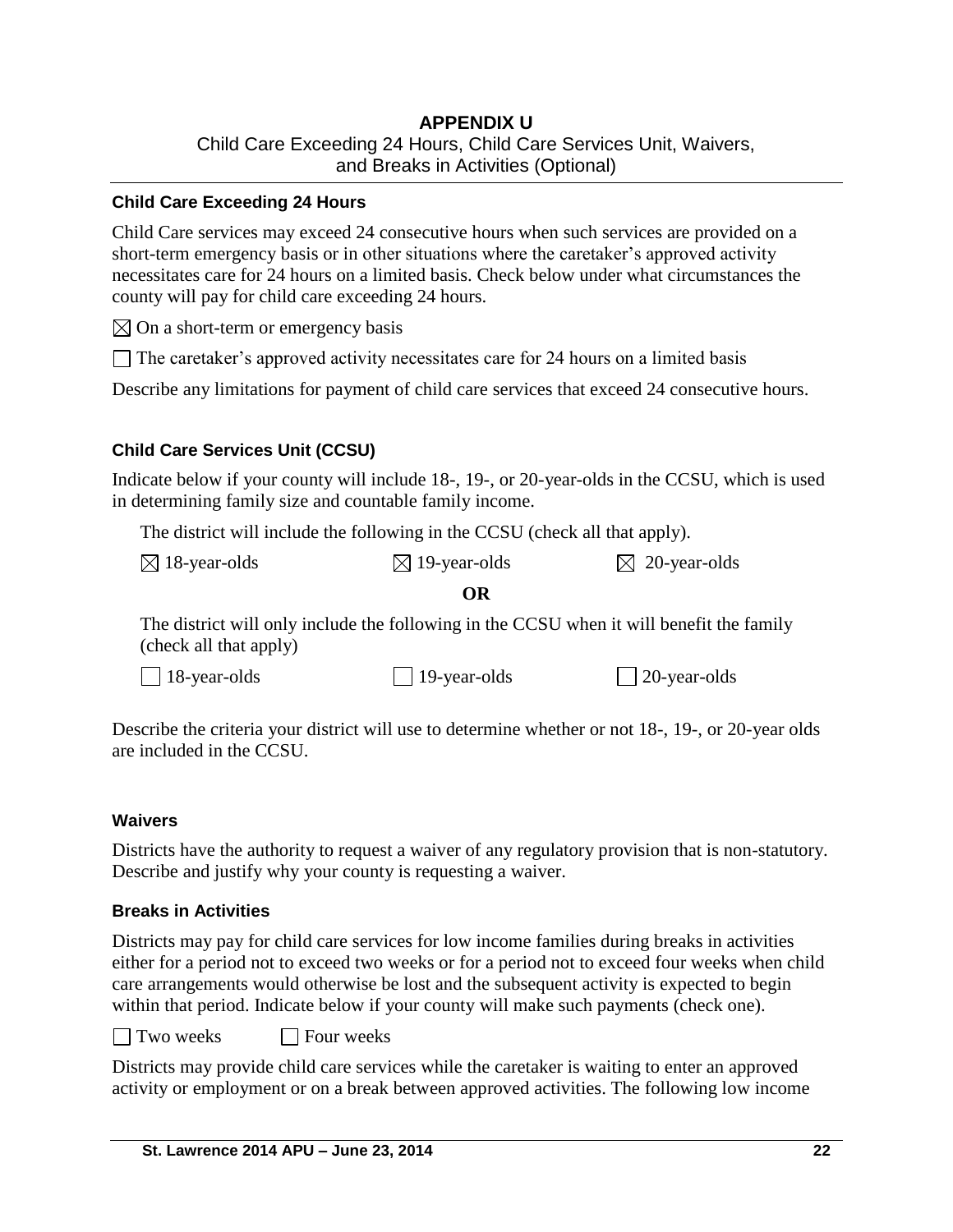# APPENDIX U

Child Care Exceeding 24 Hours, Child Care Services Unit, Waivers, and Breaks in Activities (Optional)

### Child Care Exceeding 24 Hours

Child Care services may exceed 24 consecutive hours when such services are provided on a short-term emergency basis or in other situations where the caretaker's approved activity necessitates care for 24 hours on a limited basis. Check below under what circumstances the county will pay for child care exceeding 24 hours.

☒ On a short-term or emergency basis

☐ The caretaker's approved activity necessitates care for 24 hours on a limited basis

Describe any limitations for payment of child care services that exceed 24 consecutive hours.

### Child Care Services Unit (CCSU)

Indicate below if your county will include 18-, 19-, or 20-year-olds in the CCSU, which is used in determining family size and countable family income.

The district will include the following in the CCSU (check all that apply).

☒ 18-year-olds ☒ 19-year-olds ☒ 20-year-olds

**OR**

The district will only include the following in the CCSU when it will benefit the family (check all that apply)

☐ 18-year-olds ☐ 19-year-olds ☐ 20-year-olds

Describe the criteria your district will use to determine whether or not 18-, 19-, or 20-year olds are included in the CCSU.

### Waivers

Districts have the authority to request a waiver of any regulatory provision that is non-statutory. Describe and justify why your county is requesting a waiver.

### Breaks in Activities

Districts may pay for child care services for low income families during breaks in activities either for a period not to exceed two weeks or for a period not to exceed four weeks when child care arrangements would otherwise be lost and the subsequent activity is expected to begin within that period. Indicate below if your county will make such payments (check one).

☐ Two weeks ☐ Four weeks

Districts may provide child care services while the caretaker is waiting to enter an approved activity or employment or on a break between approved activities. The following low income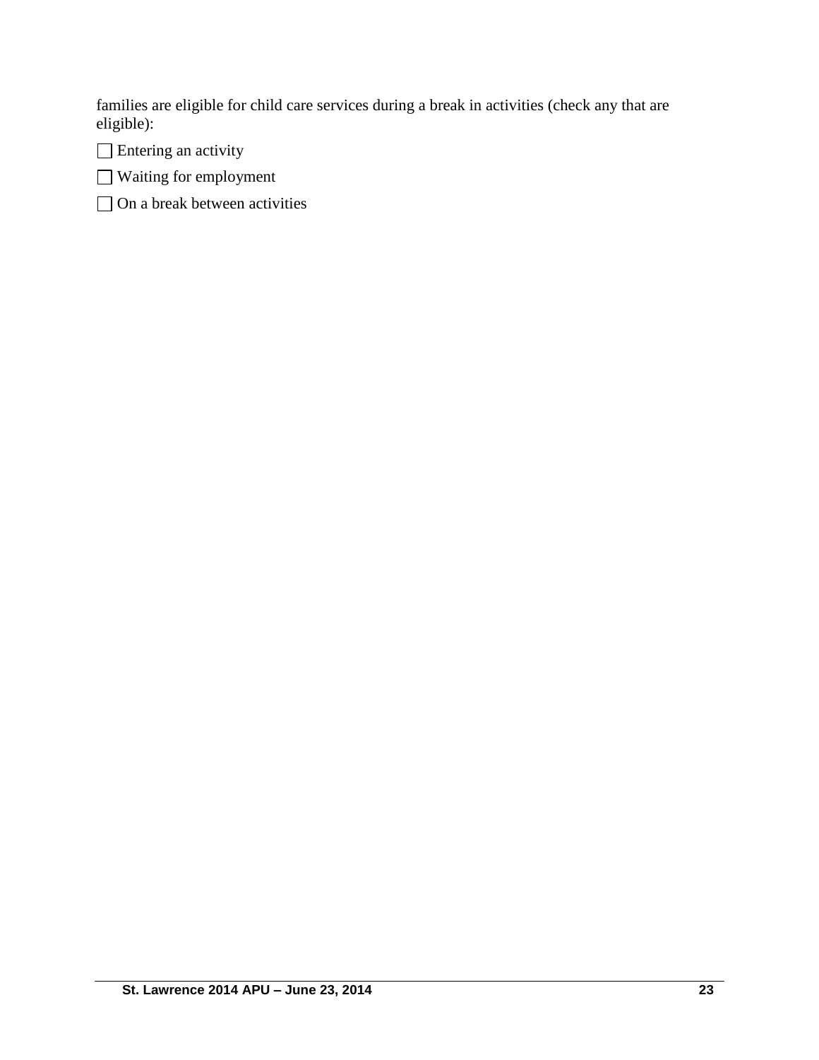families are eligible for child care services during a break in activities (check any that are eligible):

☐ Entering an activity

☐ Waiting for employment

☐ On a break between activities